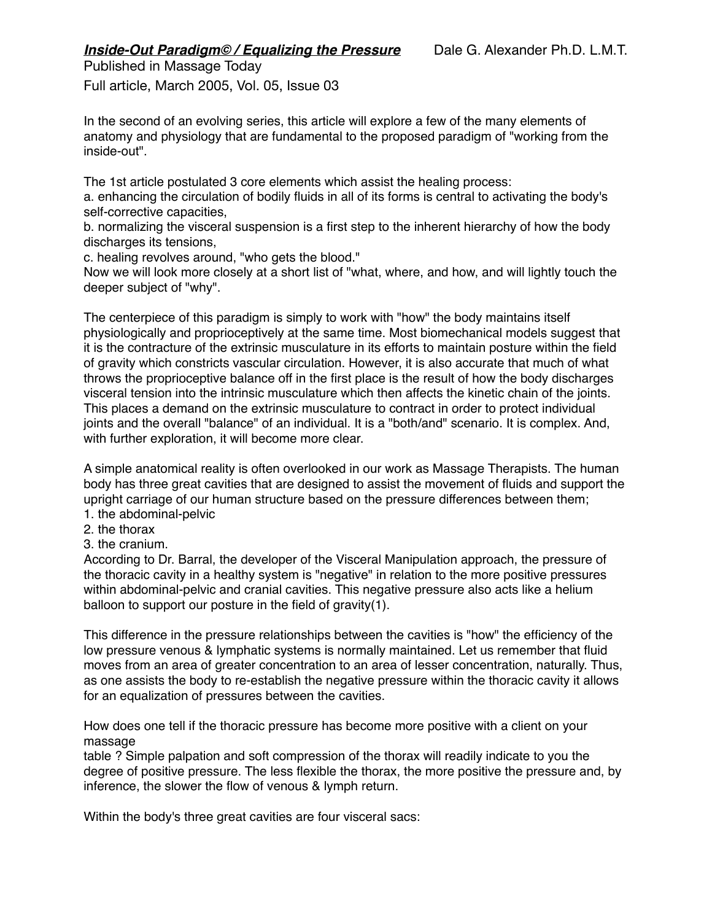# ***Inside-Out Paradigm© / Equalizing the Pressure***

Dale G. Alexander Ph.D. L.M.T.

Published in Massage Today

Full article, March 2005, Vol. 05, Issue 03

In the second of an evolving series, this article will explore a few of the many elements of anatomy and physiology that are fundamental to the proposed paradigm of "working from the inside-out".

The 1st article postulated 3 core elements which assist the healing process:

a. enhancing the circulation of bodily fluids in all of its forms is central to activating the body's self-corrective capacities,

b. normalizing the visceral suspension is a first step to the inherent hierarchy of how the body discharges its tensions,

c. healing revolves around, "who gets the blood."

Now we will look more closely at a short list of "what, where, and how, and will lightly touch the deeper subject of "why".

The centerpiece of this paradigm is simply to work with "how" the body maintains itself physiologically and proprioceptively at the same time. Most biomechanical models suggest that it is the contracture of the extrinsic musculature in its efforts to maintain posture within the field of gravity which constricts vascular circulation. However, it is also accurate that much of what throws the proprioceptive balance off in the first place is the result of how the body discharges visceral tension into the intrinsic musculature which then affects the kinetic chain of the joints. This places a demand on the extrinsic musculature to contract in order to protect individual joints and the overall "balance" of an individual. It is a "both/and" scenario. It is complex. And, with further exploration, it will become more clear.

A simple anatomical reality is often overlooked in our work as Massage Therapists. The human body has three great cavities that are designed to assist the movement of fluids and support the upright carriage of our human structure based on the pressure differences between them;

1. the abdominal-pelvic
2. the thorax
3. the cranium.

According to Dr. Barral, the developer of the Visceral Manipulation approach, the pressure of the thoracic cavity in a healthy system is "negative" in relation to the more positive pressures within abdominal-pelvic and cranial cavities. This negative pressure also acts like a helium balloon to support our posture in the field of gravity(1).

This difference in the pressure relationships between the cavities is "how" the efficiency of the low pressure venous & lymphatic systems is normally maintained. Let us remember that fluid moves from an area of greater concentration to an area of lesser concentration, naturally. Thus, as one assists the body to re-establish the negative pressure within the thoracic cavity it allows for an equalization of pressures between the cavities.

How does one tell if the thoracic pressure has become more positive with a client on your massage table ? Simple palpation and soft compression of the thorax will readily indicate to you the degree of positive pressure. The less flexible the thorax, the more positive the pressure and, by inference, the slower the flow of venous & lymph return.

Within the body's three great cavities are four visceral sacs: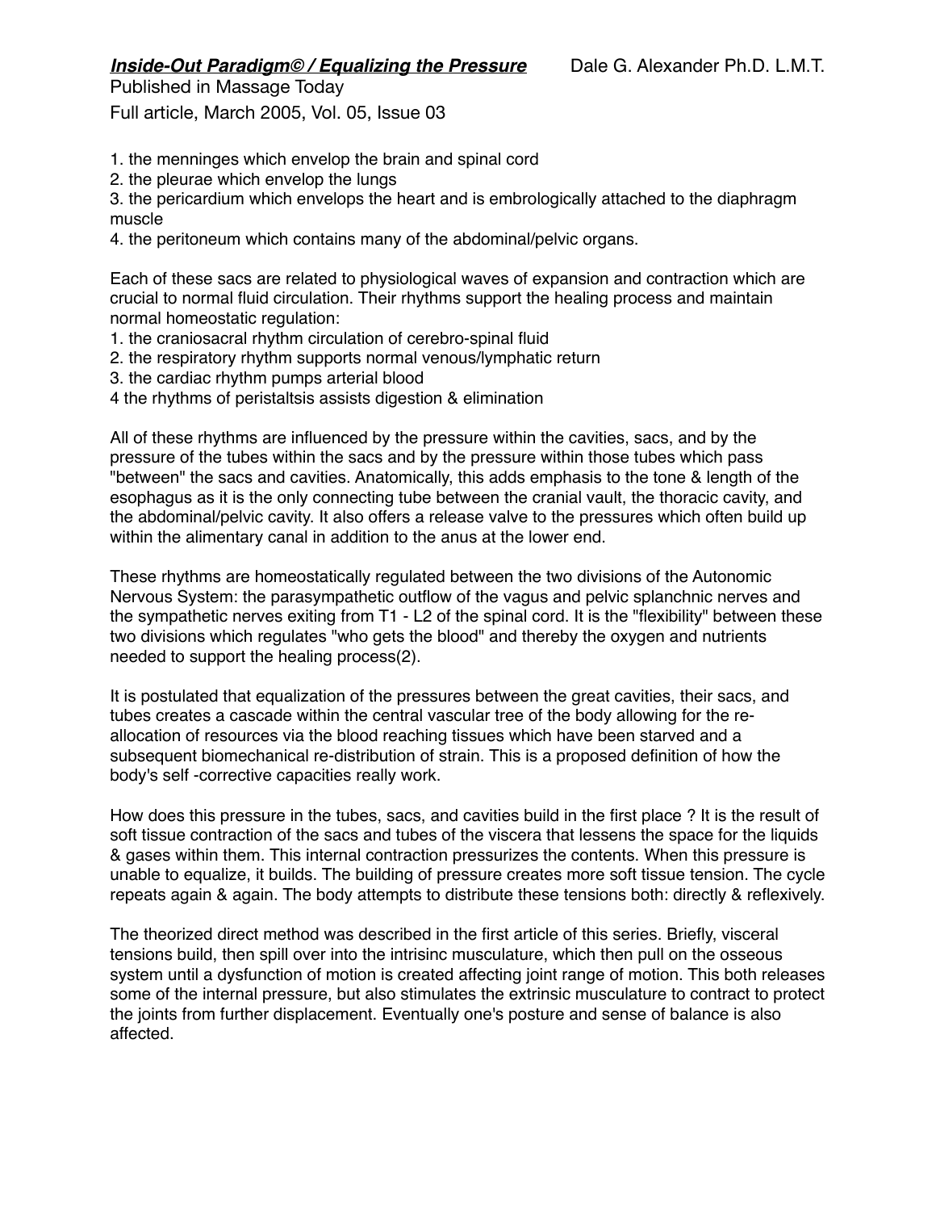1. the menninges which envelop the brain and spinal cord
2. the pleurae which envelop the lungs
3. the pericardium which envelops the heart and is embrologically attached to the diaphragm muscle
4. the peritoneum which contains many of the abdominal/pelvic organs.

Each of these sacs are related to physiological waves of expansion and contraction which are crucial to normal fluid circulation. Their rhythms support the healing process and maintain normal homeostatic regulation:

1. the craniosacral rhythm circulation of cerebro-spinal fluid
2. the respiratory rhythm supports normal venous/lymphatic return
3. the cardiac rhythm pumps arterial blood
4 the rhythms of peristaltsis assists digestion & elimination

All of these rhythms are influenced by the pressure within the cavities, sacs, and by the pressure of the tubes within the sacs and by the pressure within those tubes which pass "between" the sacs and cavities. Anatomically, this adds emphasis to the tone & length of the esophagus as it is the only connecting tube between the cranial vault, the thoracic cavity, and the abdominal/pelvic cavity. It also offers a release valve to the pressures which often build up within the alimentary canal in addition to the anus at the lower end.

These rhythms are homeostatically regulated between the two divisions of the Autonomic Nervous System: the parasympathetic outflow of the vagus and pelvic splanchnic nerves and the sympathetic nerves exiting from T1 - L2 of the spinal cord. It is the "flexibility" between these two divisions which regulates "who gets the blood" and thereby the oxygen and nutrients needed to support the healing process(2).

It is postulated that equalization of the pressures between the great cavities, their sacs, and tubes creates a cascade within the central vascular tree of the body allowing for the re-allocation of resources via the blood reaching tissues which have been starved and a subsequent biomechanical re-distribution of strain. This is a proposed definition of how the body's self -corrective capacities really work.

How does this pressure in the tubes, sacs, and cavities build in the first place ? It is the result of soft tissue contraction of the sacs and tubes of the viscera that lessens the space for the liquids & gases within them. This internal contraction pressurizes the contents. When this pressure is unable to equalize, it builds. The building of pressure creates more soft tissue tension. The cycle repeats again & again. The body attempts to distribute these tensions both: directly & reflexively.

The theorized direct method was described in the first article of this series. Briefly, visceral tensions build, then spill over into the intrisinc musculature, which then pull on the osseous system until a dysfunction of motion is created affecting joint range of motion. This both releases some of the internal pressure, but also stimulates the extrinsic musculature to contract to protect the joints from further displacement. Eventually one's posture and sense of balance is also affected.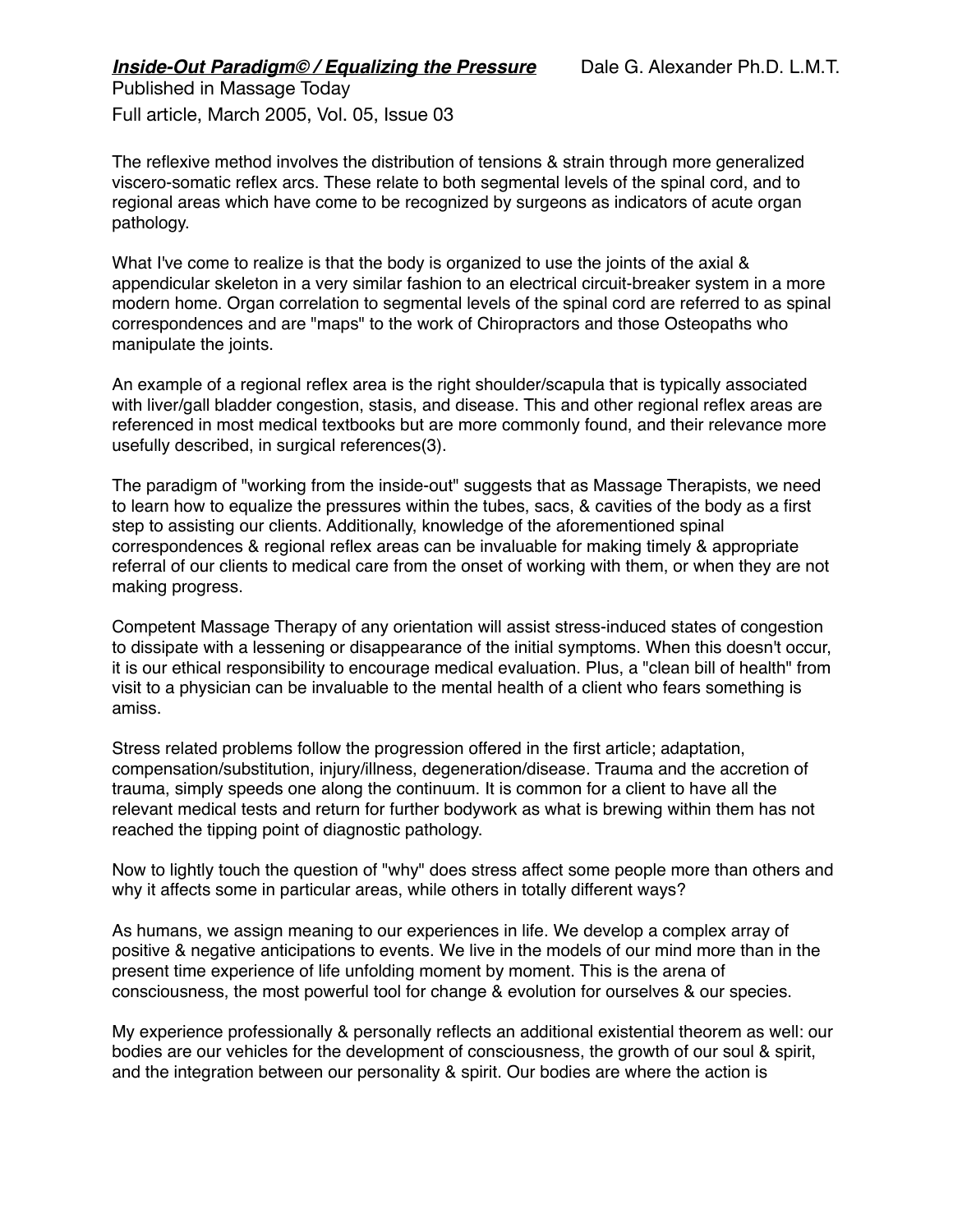The reflexive method involves the distribution of tensions & strain through more generalized viscero-somatic reflex arcs. These relate to both segmental levels of the spinal cord, and to regional areas which have come to be recognized by surgeons as indicators of acute organ pathology.

What I've come to realize is that the body is organized to use the joints of the axial & appendicular skeleton in a very similar fashion to an electrical circuit-breaker system in a more modern home. Organ correlation to segmental levels of the spinal cord are referred to as spinal correspondences and are "maps" to the work of Chiropractors and those Osteopaths who manipulate the joints.

An example of a regional reflex area is the right shoulder/scapula that is typically associated with liver/gall bladder congestion, stasis, and disease. This and other regional reflex areas are referenced in most medical textbooks but are more commonly found, and their relevance more usefully described, in surgical references(3).

The paradigm of "working from the inside-out" suggests that as Massage Therapists, we need to learn how to equalize the pressures within the tubes, sacs, & cavities of the body as a first step to assisting our clients. Additionally, knowledge of the aforementioned spinal correspondences & regional reflex areas can be invaluable for making timely & appropriate referral of our clients to medical care from the onset of working with them, or when they are not making progress.

Competent Massage Therapy of any orientation will assist stress-induced states of congestion to dissipate with a lessening or disappearance of the initial symptoms. When this doesn't occur, it is our ethical responsibility to encourage medical evaluation. Plus, a "clean bill of health" from visit to a physician can be invaluable to the mental health of a client who fears something is amiss.

Stress related problems follow the progression offered in the first article; adaptation, compensation/substitution, injury/illness, degeneration/disease. Trauma and the accretion of trauma, simply speeds one along the continuum. It is common for a client to have all the relevant medical tests and return for further bodywork as what is brewing within them has not reached the tipping point of diagnostic pathology.

Now to lightly touch the question of "why" does stress affect some people more than others and why it affects some in particular areas, while others in totally different ways?

As humans, we assign meaning to our experiences in life. We develop a complex array of positive & negative anticipations to events. We live in the models of our mind more than in the present time experience of life unfolding moment by moment. This is the arena of consciousness, the most powerful tool for change & evolution for ourselves & our species.

My experience professionally & personally reflects an additional existential theorem as well: our bodies are our vehicles for the development of consciousness, the growth of our soul & spirit, and the integration between our personality & spirit. Our bodies are where the action is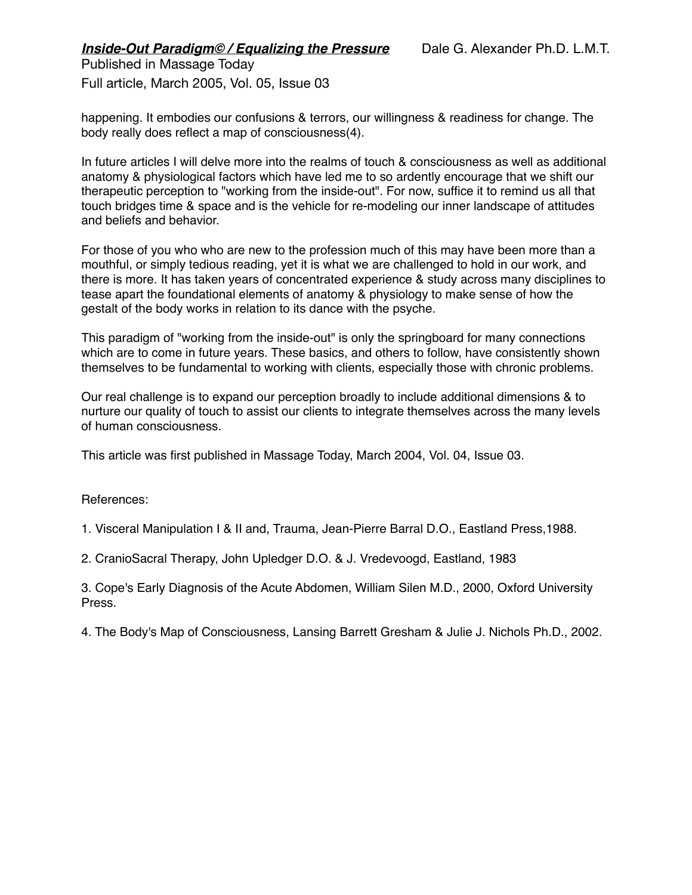happening. It embodies our confusions & terrors, our willingness & readiness for change. The body really does reflect a map of consciousness(4).

In future articles I will delve more into the realms of touch & consciousness as well as additional anatomy & physiological factors which have led me to so ardently encourage that we shift our therapeutic perception to "working from the inside-out". For now, suffice it to remind us all that touch bridges time & space and is the vehicle for re-modeling our inner landscape of attitudes and beliefs and behavior.

For those of you who who are new to the profession much of this may have been more than a mouthful, or simply tedious reading, yet it is what we are challenged to hold in our work, and there is more. It has taken years of concentrated experience & study across many disciplines to tease apart the foundational elements of anatomy & physiology to make sense of how the gestalt of the body works in relation to its dance with the psyche.

This paradigm of "working from the inside-out" is only the springboard for many connections which are to come in future years. These basics, and others to follow, have consistently shown themselves to be fundamental to working with clients, especially those with chronic problems.

Our real challenge is to expand our perception broadly to include additional dimensions & to nurture our quality of touch to assist our clients to integrate themselves across the many levels of human consciousness.

This article was first published in Massage Today, March 2004, Vol. 04, Issue 03.

References:

1. Visceral Manipulation I & II and, Trauma, Jean-Pierre Barral D.O., Eastland Press,1988.

2. CranioSacral Therapy, John Upledger D.O. & J. Vredevoogd, Eastland, 1983

3. Cope's Early Diagnosis of the Acute Abdomen, William Silen M.D., 2000, Oxford University Press.

4. The Body's Map of Consciousness, Lansing Barrett Gresham & Julie J. Nichols Ph.D., 2002.